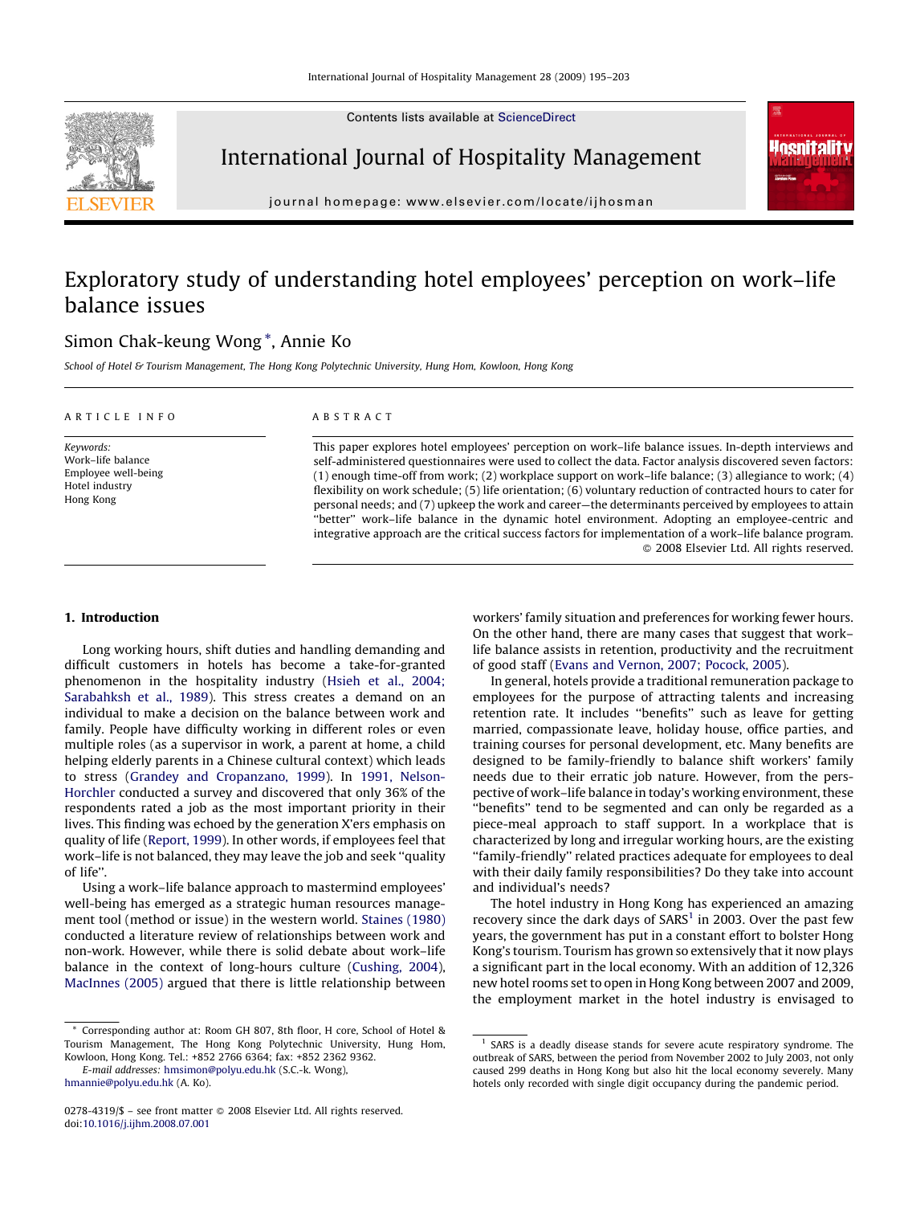Contents lists available at ScienceDirect

# International Journal of Hospitality Management

journal homepage: www.elsevier.com/locate/ijhosman

# Exploratory study of understanding hotel employees' perception on work–life balance issues

Simon Chak-keung Wong *, Annie Ko

*School of Hotel & Tourism Management, The Hong Kong Polytechnic University, Hung Hom, Kowloon, Hong Kong*

ARTICLE INFO

*Keywords:*
Work–life balance
Employee well-being
Hotel industry
Hong Kong

ABSTRACT

This paper explores hotel employees' perception on work–life balance issues. In-depth interviews and self-administered questionnaires were used to collect the data. Factor analysis discovered seven factors: (1) enough time-off from work; (2) workplace support on work–life balance; (3) allegiance to work; (4) flexibility on work schedule; (5) life orientation; (6) voluntary reduction of contracted hours to cater for personal needs; and (7) upkeep the work and career—the determinants perceived by employees to attain "better" work–life balance in the dynamic hotel environment. Adopting an employee-centric and integrative approach are the critical success factors for implementation of a work–life balance program.

© 2008 Elsevier Ltd. All rights reserved.

## 1. Introduction

Long working hours, shift duties and handling demanding and difficult customers in hotels has become a take-for-granted phenomenon in the hospitality industry (Hsieh et al., 2004; Sarabahksh et al., 1989). This stress creates a demand on an individual to make a decision on the balance between work and family. People have difficulty working in different roles or even multiple roles (as a supervisor in work, a parent at home, a child helping elderly parents in a Chinese cultural context) which leads to stress (Grandey and Cropanzano, 1999). In 1991, Nelson-Horchler conducted a survey and discovered that only 36% of the respondents rated a job as the most important priority in their lives. This finding was echoed by the generation X'ers emphasis on quality of life (Report, 1999). In other words, if employees feel that work–life is not balanced, they may leave the job and seek "quality of life".

Using a work–life balance approach to mastermind employees' well-being has emerged as a strategic human resources management tool (method or issue) in the western world. Staines (1980) conducted a literature review of relationships between work and non-work. However, while there is solid debate about work–life balance in the context of long-hours culture (Cushing, 2004), MacInnes (2005) argued that there is little relationship between workers' family situation and preferences for working fewer hours. On the other hand, there are many cases that suggest that work–life balance assists in retention, productivity and the recruitment of good staff (Evans and Vernon, 2007; Pocock, 2005).

In general, hotels provide a traditional remuneration package to employees for the purpose of attracting talents and increasing retention rate. It includes "benefits" such as leave for getting married, compassionate leave, holiday house, office parties, and training courses for personal development, etc. Many benefits are designed to be family-friendly to balance shift workers' family needs due to their erratic job nature. However, from the perspective of work–life balance in today's working environment, these "benefits" tend to be segmented and can only be regarded as a piece-meal approach to staff support. In a workplace that is characterized by long and irregular working hours, are the existing "family-friendly" related practices adequate for employees to deal with their daily family responsibilities? Do they take into account and individual's needs?

The hotel industry in Hong Kong has experienced an amazing recovery since the dark days of SARS[1] in 2003. Over the past few years, the government has put in a constant effort to bolster Hong Kong's tourism. Tourism has grown so extensively that it now plays a significant part in the local economy. With an addition of 12,326 new hotel rooms set to open in Hong Kong between 2007 and 2009, the employment market in the hotel industry is envisaged to

\* Corresponding author at: Room GH 807, 8th floor, H core, School of Hotel & Tourism Management, The Hong Kong Polytechnic University, Hung Hom, Kowloon, Hong Kong. Tel.: +852 2766 6364; fax: +852 2362 9362.
*E-mail addresses:* hmsimon@polyu.edu.hk (S.C.-k. Wong), hmannie@polyu.edu.hk (A. Ko).

[1] SARS is a deadly disease stands for severe acute respiratory syndrome. The outbreak of SARS, between the period from November 2002 to July 2003, not only caused 299 deaths in Hong Kong but also hit the local economy severely. Many hotels only recorded with single digit occupancy during the pandemic period.

0278-4319/$ – see front matter © 2008 Elsevier Ltd. All rights reserved.
doi:10.1016/j.ijhm.2008.07.001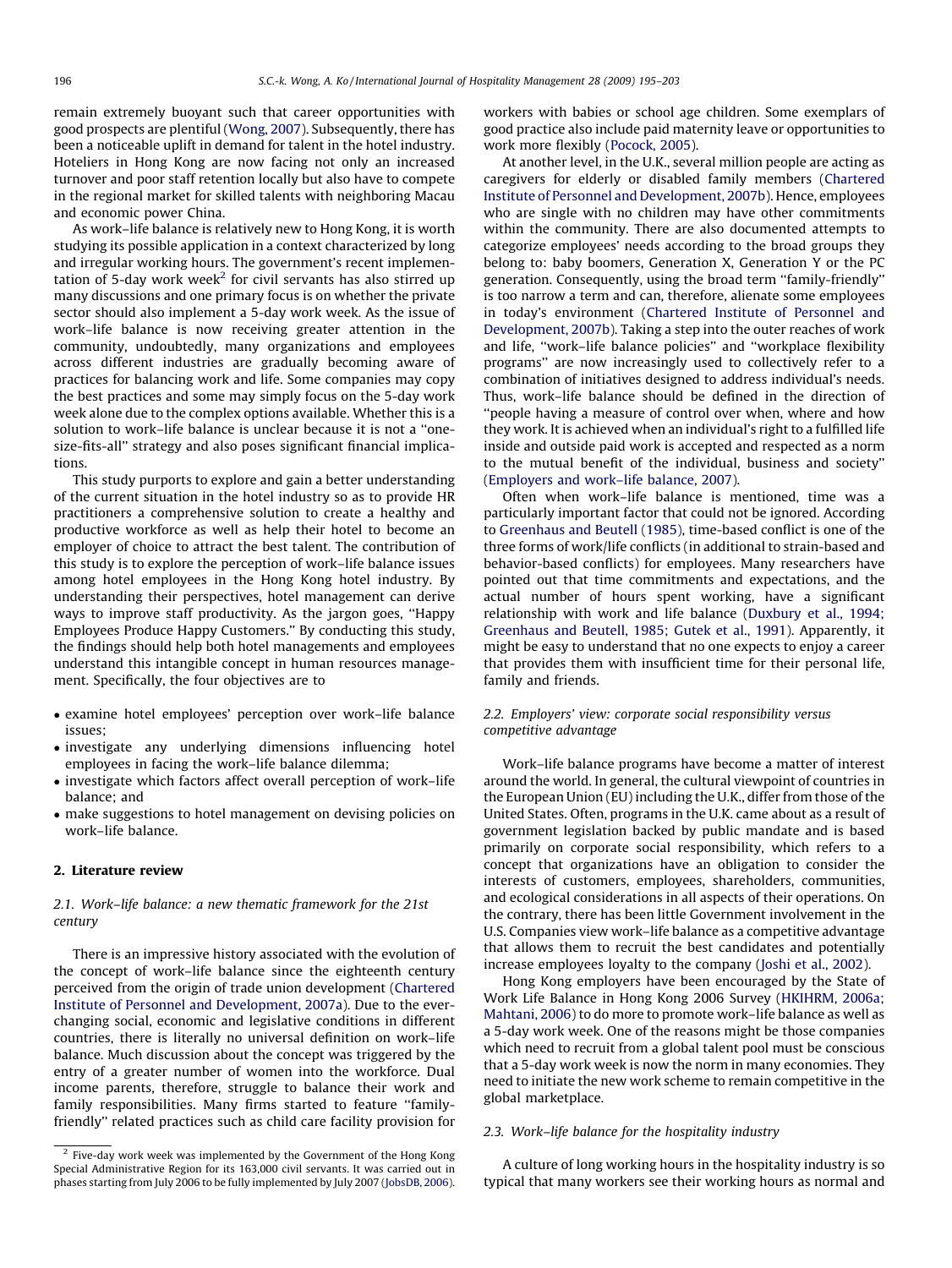remain extremely buoyant such that career opportunities with good prospects are plentiful (Wong, 2007). Subsequently, there has been a noticeable uplift in demand for talent in the hotel industry. Hoteliers in Hong Kong are now facing not only an increased turnover and poor staff retention locally but also have to compete in the regional market for skilled talents with neighboring Macau and economic power China.

As work–life balance is relatively new to Hong Kong, it is worth studying its possible application in a context characterized by long and irregular working hours. The government's recent implementation of 5-day work week[2] for civil servants has also stirred up many discussions and one primary focus is on whether the private sector should also implement a 5-day work week. As the issue of work–life balance is now receiving greater attention in the community, undoubtedly, many organizations and employees across different industries are gradually becoming aware of practices for balancing work and life. Some companies may copy the best practices and some may simply focus on the 5-day work week alone due to the complex options available. Whether this is a solution to work–life balance is unclear because it is not a ''one-size-fits-all'' strategy and also poses significant financial implications.

This study purports to explore and gain a better understanding of the current situation in the hotel industry so as to provide HR practitioners a comprehensive solution to create a healthy and productive workforce as well as help their hotel to become an employer of choice to attract the best talent. The contribution of this study is to explore the perception of work–life balance issues among hotel employees in the Hong Kong hotel industry. By understanding their perspectives, hotel management can derive ways to improve staff productivity. As the jargon goes, ''Happy Employees Produce Happy Customers.'' By conducting this study, the findings should help both hotel managements and employees understand this intangible concept in human resources management. Specifically, the four objectives are to

- examine hotel employees' perception over work–life balance issues;
- investigate any underlying dimensions influencing hotel employees in facing the work–life balance dilemma;
- investigate which factors affect overall perception of work–life balance; and
- make suggestions to hotel management on devising policies on work–life balance.

## 2. Literature review

### 2.1. Work–life balance: a new thematic framework for the 21st century

There is an impressive history associated with the evolution of the concept of work–life balance since the eighteenth century perceived from the origin of trade union development (Chartered Institute of Personnel and Development, 2007a). Due to the ever-changing social, economic and legislative conditions in different countries, there is literally no universal definition on work–life balance. Much discussion about the concept was triggered by the entry of a greater number of women into the workforce. Dual income parents, therefore, struggle to balance their work and family responsibilities. Many firms started to feature ''family-friendly'' related practices such as child care facility provision for workers with babies or school age children. Some exemplars of good practice also include paid maternity leave or opportunities to work more flexibly (Pocock, 2005).

At another level, in the U.K., several million people are acting as caregivers for elderly or disabled family members (Chartered Institute of Personnel and Development, 2007b). Hence, employees who are single with no children may have other commitments within the community. There are also documented attempts to categorize employees' needs according to the broad groups they belong to: baby boomers, Generation X, Generation Y or the PC generation. Consequently, using the broad term ''family-friendly'' is too narrow a term and can, therefore, alienate some employees in today's environment (Chartered Institute of Personnel and Development, 2007b). Taking a step into the outer reaches of work and life, ''work–life balance policies'' and ''workplace flexibility programs'' are now increasingly used to collectively refer to a combination of initiatives designed to address individual's needs. Thus, work–life balance should be defined in the direction of ''people having a measure of control over when, where and how they work. It is achieved when an individual's right to a fulfilled life inside and outside paid work is accepted and respected as a norm to the mutual benefit of the individual, business and society'' (Employers and work–life balance, 2007).

Often when work–life balance is mentioned, time was a particularly important factor that could not be ignored. According to Greenhaus and Beutell (1985), time-based conflict is one of the three forms of work/life conflicts (in additional to strain-based and behavior-based conflicts) for employees. Many researchers have pointed out that time commitments and expectations, and the actual number of hours spent working, have a significant relationship with work and life balance (Duxbury et al., 1994; Greenhaus and Beutell, 1985; Gutek et al., 1991). Apparently, it might be easy to understand that no one expects to enjoy a career that provides them with insufficient time for their personal life, family and friends.

### 2.2. Employers' view: corporate social responsibility versus competitive advantage

Work–life balance programs have become a matter of interest around the world. In general, the cultural viewpoint of countries in the European Union (EU) including the U.K., differ from those of the United States. Often, programs in the U.K. came about as a result of government legislation backed by public mandate and is based primarily on corporate social responsibility, which refers to a concept that organizations have an obligation to consider the interests of customers, employees, shareholders, communities, and ecological considerations in all aspects of their operations. On the contrary, there has been little Government involvement in the U.S. Companies view work–life balance as a competitive advantage that allows them to recruit the best candidates and potentially increase employees loyalty to the company (Joshi et al., 2002).

Hong Kong employers have been encouraged by the State of Work Life Balance in Hong Kong 2006 Survey (HKIHRM, 2006a; Mahtani, 2006) to do more to promote work–life balance as well as a 5-day work week. One of the reasons might be those companies which need to recruit from a global talent pool must be conscious that a 5-day work week is now the norm in many economies. They need to initiate the new work scheme to remain competitive in the global marketplace.

### 2.3. Work–life balance for the hospitality industry

A culture of long working hours in the hospitality industry is so typical that many workers see their working hours as normal and

[2] Five-day work week was implemented by the Government of the Hong Kong Special Administrative Region for its 163,000 civil servants. It was carried out in phases starting from July 2006 to be fully implemented by July 2007 (JobsDB, 2006).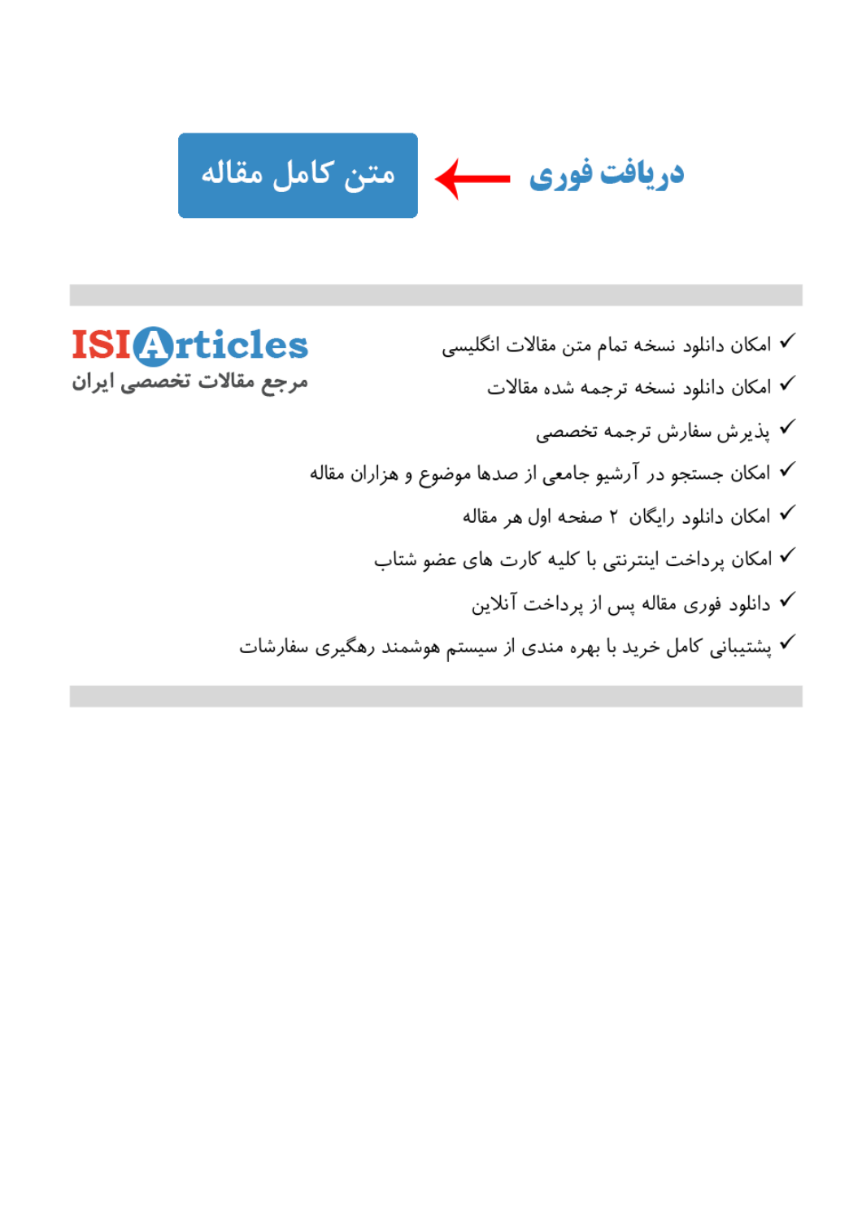دریافت فوری ← **متن کامل مقاله**

**ISIArticles**
مرجع مقالات تخصصی ایران

- ✓ امکان دانلود نسخه تمام متن مقالات انگلیسی
- ✓ امکان دانلود نسخه ترجمه شده مقالات
- ✓ پذیرش سفارش ترجمه تخصصی
- ✓ امکان جستجو در آرشیو جامعی از صدها موضوع و هزاران مقاله
- ✓ امکان دانلود رایگان ۲ صفحه اول هر مقاله
- ✓ امکان پرداخت اینترنتی با کلیه کارت های عضو شتاب
- ✓ دانلود فوری مقاله پس از پرداخت آنلاین
- ✓ پشتیبانی کامل خرید با بهره مندی از سیستم هوشمند رهگیری سفارشات